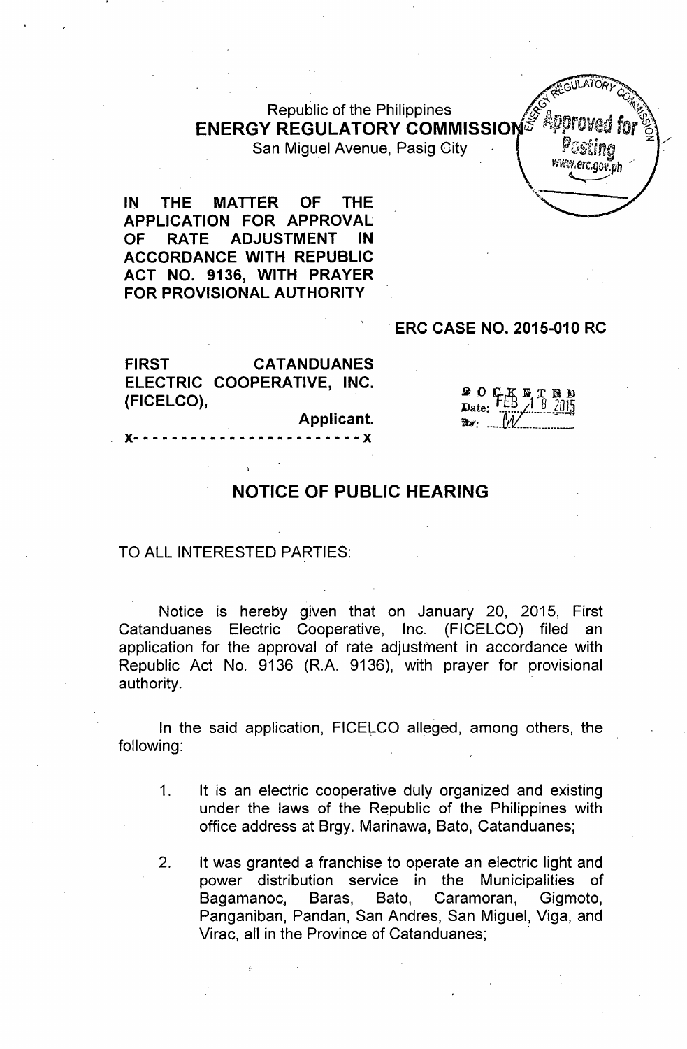Republic of the Philippines
**ENERGY REGULATORY COMMISSION**
San Miguel Avenue, Pasig City

Approved for Posting
www.erc.gov.ph

**IN THE MATTER OF THE APPLICATION FOR APPROVAL OF RATE ADJUSTMENT IN ACCORDANCE WITH REPUBLIC ACT NO. 9136, WITH PRAYER FOR PROVISIONAL AUTHORITY**

**ERC CASE NO. 2015-010 RC**

**FIRST CATANDUANES ELECTRIC COOPERATIVE, INC. (FICELCO),**
**Applicant.**
x- - - - - - - - - - - - - - - - - - - - - - - x

DOCKETED
Date: FEB 18 2015
By: ......

## NOTICE OF PUBLIC HEARING

TO ALL INTERESTED PARTIES:

Notice is hereby given that on January 20, 2015, First Catanduanes Electric Cooperative, Inc. (FICELCO) filed an application for the approval of rate adjustment in accordance with Republic Act No. 9136 (R.A. 9136), with prayer for provisional authority.

In the said application, FICELCO alleged, among others, the following:

1. It is an electric cooperative duly organized and existing under the laws of the Republic of the Philippines with office address at Brgy. Marinawa, Bato, Catanduanes;

2. It was granted a franchise to operate an electric light and power distribution service in the Municipalities of Bagamanoc, Baras, Bato, Caramoran, Gigmoto, Panganiban, Pandan, San Andres, San Miguel, Viga, and Virac, all in the Province of Catanduanes;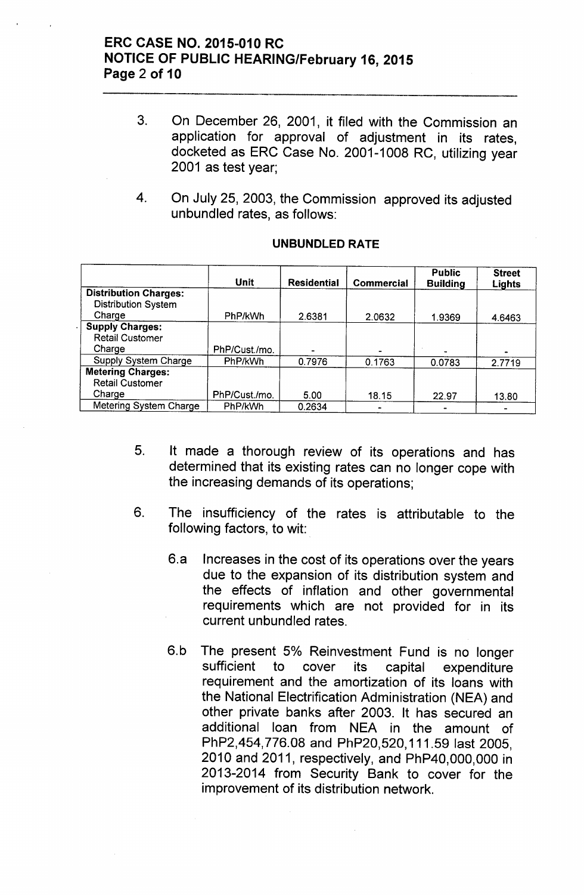3. On December 26, 2001, it filed with the Commission an application for approval of adjustment in its rates, docketed as ERC Case No. 2001-1008 RC, utilizing year 2001 as test year;

4. On July 25, 2003, the Commission approved its adjusted unbundled rates, as follows:

**UNBUNDLED RATE**

| | Unit | Residential | Commercial | Public Building | Street Lights |
|---|---|---|---|---|---|
| **Distribution Charges:** Distribution System Charge | PhP/kWh | 2.6381 | 2.0632 | 1.9369 | 4.6463 |
| **Supply Charges:** Retail Customer Charge | PhP/Cust./mo. | - | - | - | - |
| Supply System Charge | PhP/kWh | 0.7976 | 0.1763 | 0.0783 | 2.7719 |
| **Metering Charges:** Retail Customer Charge | PhP/Cust./mo. | 5.00 | 18.15 | 22.97 | 13.80 |
| Metering System Charge | PhP/kWh | 0.2634 | - | - | - |

5. It made a thorough review of its operations and has determined that its existing rates can no longer cope with the increasing demands of its operations;

6. The insufficiency of the rates is attributable to the following factors, to wit:

   6.a Increases in the cost of its operations over the years due to the expansion of its distribution system and the effects of inflation and other governmental requirements which are not provided for in its current unbundled rates.

   6.b The present 5% Reinvestment Fund is no longer sufficient to cover its capital expenditure requirement and the amortization of its loans with the National Electrification Administration (NEA) and other private banks after 2003. It has secured an additional loan from NEA in the amount of PhP2,454,776.08 and PhP20,520,111.59 last 2005, 2010 and 2011, respectively, and PhP40,000,000 in 2013-2014 from Security Bank to cover for the improvement of its distribution network.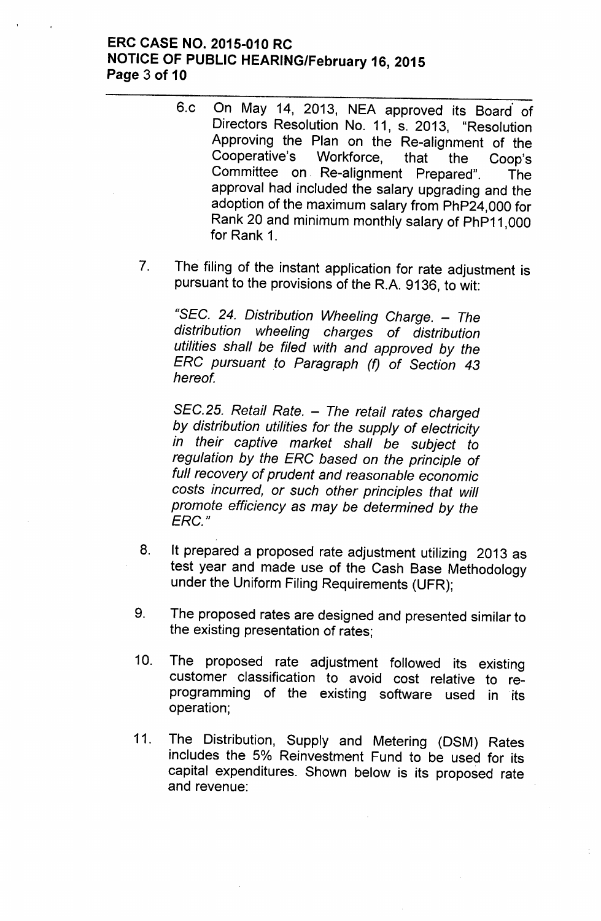6.c On May 14, 2013, NEA approved its Board of Directors Resolution No. 11, s. 2013, "Resolution Approving the Plan on the Re-alignment of the Cooperative's Workforce, that the Coop's Committee on Re-alignment Prepared". The approval had included the salary upgrading and the adoption of the maximum salary from PhP24,000 for Rank 20 and minimum monthly salary of PhP11,000 for Rank 1.

7. The filing of the instant application for rate adjustment is pursuant to the provisions of the R.A. 9136, to wit:

   *"SEC. 24. Distribution Wheeling Charge. – The distribution wheeling charges of distribution utilities shall be filed with and approved by the ERC pursuant to Paragraph (f) of Section 43 hereof.*

   *SEC.25. Retail Rate. – The retail rates charged by distribution utilities for the supply of electricity in their captive market shall be subject to regulation by the ERC based on the principle of full recovery of prudent and reasonable economic costs incurred, or such other principles that will promote efficiency as may be determined by the ERC."*

8. It prepared a proposed rate adjustment utilizing 2013 as test year and made use of the Cash Base Methodology under the Uniform Filing Requirements (UFR);

9. The proposed rates are designed and presented similar to the existing presentation of rates;

10. The proposed rate adjustment followed its existing customer classification to avoid cost relative to re-programming of the existing software used in its operation;

11. The Distribution, Supply and Metering (DSM) Rates includes the 5% Reinvestment Fund to be used for its capital expenditures. Shown below is its proposed rate and revenue: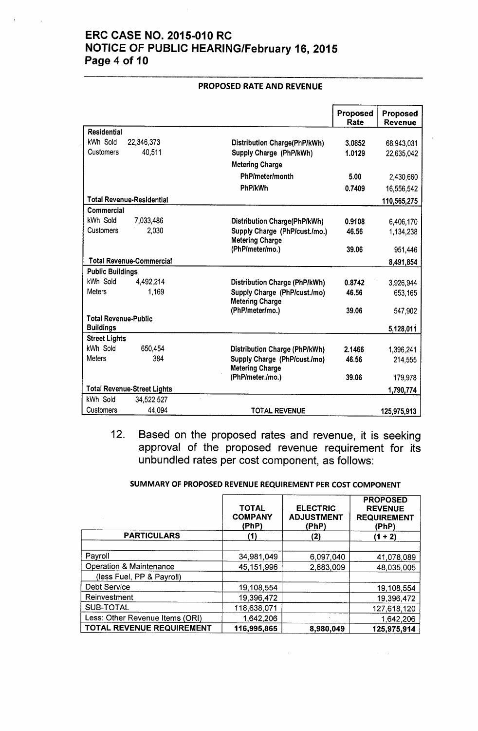**PROPOSED RATE AND REVENUE**

| | | | Proposed Rate | Proposed Revenue |
|---|---|---|---|---|
| **Residential** | | | | |
| kWh Sold | 22,346,373 | Distribution Charge(PhP/kWh) | 3.0852 | 68,943,031 |
| Customers | 40,511 | Supply Charge (PhP/kWh) | 1.0129 | 22,635,042 |
| | | Metering Charge | | |
| | | PhP/meter/month | 5.00 | 2,430,660 |
| | | PhP/kWh | 0.7409 | 16,556,542 |
| **Total Revenue-Residential** | | | | **110,565,275** |
| **Commercial** | | | | |
| kWh Sold | 7,033,486 | Distribution Charge(PhP/kWh) | 0.9108 | 6,406,170 |
| Customers | 2,030 | Supply Charge (PhP/cust./mo.) | 46.56 | 1,134,238 |
| | | Metering Charge (PhP/meter/mo.) | 39.06 | 951,446 |
| **Total Revenue-Commercial** | | | | **8,491,854** |
| **Public Buildings** | | | | |
| kWh Sold | 4,492,214 | Distribution Charge (PhP/kWh) | 0.8742 | 3,926,944 |
| Meters | 1,169 | Supply Charge (PhP/cust./mo) | 46.56 | 653,165 |
| | | Metering Charge (PhP/meter/mo.) | 39.06 | 547,902 |
| **Total Revenue-Public Buildings** | | | | **5,128,011** |
| **Street Lights** | | | | |
| kWh Sold | 650,454 | Distribution Charge (PhP/kWh) | 2.1466 | 1,396,241 |
| Meters | 384 | Supply Charge (PhP/cust./mo) | 46.56 | 214,555 |
| | | Metering Charge (PhP/meter./mo.) | 39.06 | 179,978 |
| **Total Revenue-Street Lights** | | | | **1,790,774** |
| kWh Sold | 34,522,527 | | | |
| Customers | 44,094 | TOTAL REVENUE | | 125,975,913 |

12. Based on the proposed rates and revenue, it is seeking approval of the proposed revenue requirement for its unbundled rates per cost component, as follows:

**SUMMARY OF PROPOSED REVENUE REQUIREMENT PER COST COMPONENT**

| | TOTAL COMPANY (PhP) | ELECTRIC ADJUSTMENT (PhP) | PROPOSED REVENUE REQUIREMENT (PhP) |
|---|---|---|---|
| **PARTICULARS** | (1) | (2) | (1 + 2) |
| Payroll | 34,981,049 | 6,097,040 | 41,078,089 |
| Operation & Maintenance | 45,151,996 | 2,883,009 | 48,035,005 |
| (less Fuel, PP & Payroll) | | | |
| Debt Service | 19,108,554 | | 19,108,554 |
| Reinvestment | 19,396,472 | | 19,396,472 |
| SUB-TOTAL | 118,638,071 | | 127,618,120 |
| Less: Other Revenue Items (ORI) | 1,642,206 | | 1,642,206 |
| **TOTAL REVENUE REQUIREMENT** | **116,995,865** | **8,980,049** | **125,975,914** |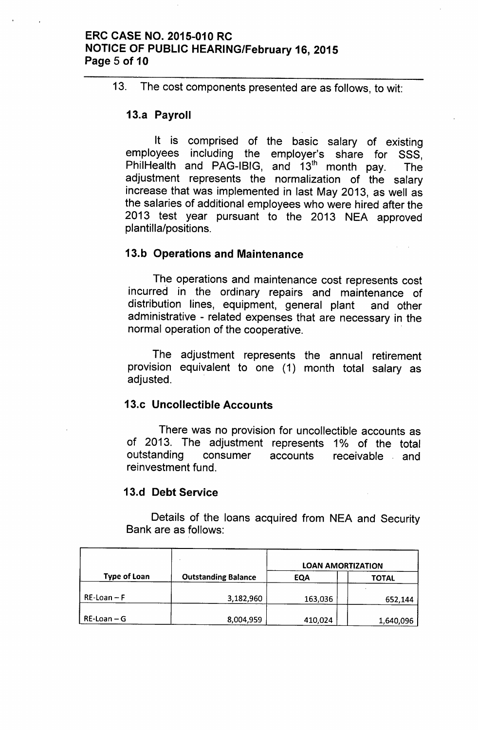13. The cost components presented are as follows, to wit:

### 13.a Payroll

It is comprised of the basic salary of existing employees including the employer's share for SSS, PhilHealth and PAG-IBIG, and 13th month pay. The adjustment represents the normalization of the salary increase that was implemented in last May 2013, as well as the salaries of additional employees who were hired after the 2013 test year pursuant to the 2013 NEA approved plantilla/positions.

### 13.b Operations and Maintenance

The operations and maintenance cost represents cost incurred in the ordinary repairs and maintenance of distribution lines, equipment, general plant and other administrative - related expenses that are necessary in the normal operation of the cooperative.

The adjustment represents the annual retirement provision equivalent to one (1) month total salary as adjusted.

### 13.c Uncollectible Accounts

There was no provision for uncollectible accounts as of 2013. The adjustment represents 1% of the total outstanding consumer accounts receivable and reinvestment fund.

### 13.d Debt Service

Details of the loans acquired from NEA and Security Bank are as follows:

| Type of Loan | Outstanding Balance | LOAN AMORTIZATION | | |
|---|---|---|---|---|
| | | EQA | | TOTAL |
| RE-Loan – F | 3,182,960 | 163,036 | | 652,144 |
| RE-Loan – G | 8,004,959 | 410,024 | | 1,640,096 |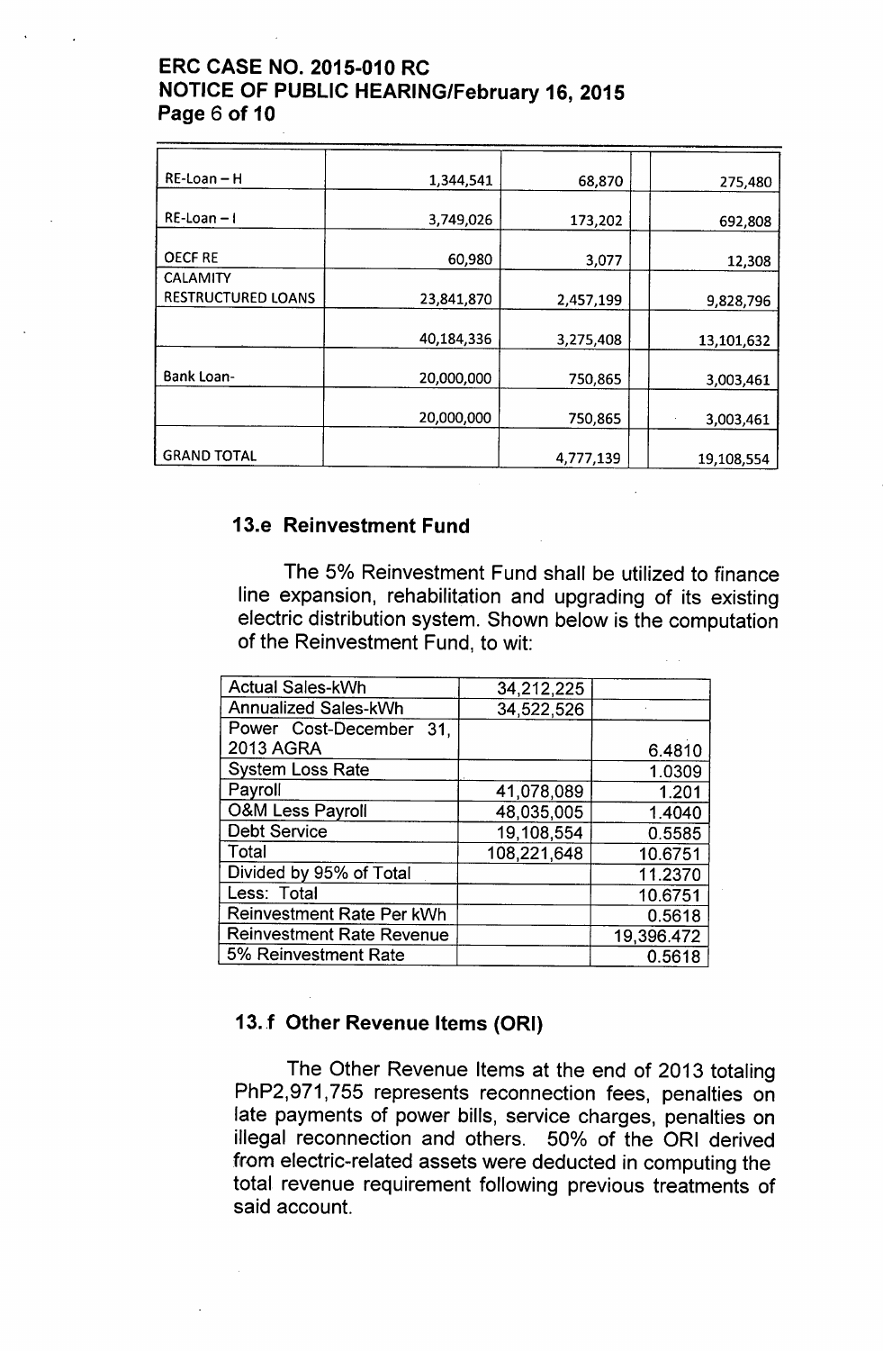| | | | | |
|---|---|---|---|---|
| RE-Loan – H | 1,344,541 | 68,870 | | 275,480 |
| RE-Loan – I | 3,749,026 | 173,202 | | 692,808 |
| OECF RE | 60,980 | 3,077 | | 12,308 |
| CALAMITY RESTRUCTURED LOANS | 23,841,870 | 2,457,199 | | 9,828,796 |
| | 40,184,336 | 3,275,408 | | 13,101,632 |
| Bank Loan- | 20,000,000 | 750,865 | | 3,003,461 |
| | 20,000,000 | 750,865 | | 3,003,461 |
| GRAND TOTAL | | 4,777,139 | | 19,108,554 |

## 13.e Reinvestment Fund

The 5% Reinvestment Fund shall be utilized to finance line expansion, rehabilitation and upgrading of its existing electric distribution system. Shown below is the computation of the Reinvestment Fund, to wit:

| | | |
|---|---|---|
| Actual Sales-kWh | 34,212,225 | |
| Annualized Sales-kWh | 34,522,526 | |
| Power Cost-December 31, 2013 AGRA | | 6.4810 |
| System Loss Rate | | 1.0309 |
| Payroll | 41,078,089 | 1.201 |
| O&M Less Payroll | 48,035,005 | 1.4040 |
| Debt Service | 19,108,554 | 0.5585 |
| Total | 108,221,648 | 10.6751 |
| Divided by 95% of Total | | 11.2370 |
| Less: Total | | 10.6751 |
| Reinvestment Rate Per kWh | | 0.5618 |
| Reinvestment Rate Revenue | | 19,396.472 |
| 5% Reinvestment Rate | | 0.5618 |

## 13.f Other Revenue Items (ORI)

The Other Revenue Items at the end of 2013 totaling PhP2,971,755 represents reconnection fees, penalties on late payments of power bills, service charges, penalties on illegal reconnection and others. 50% of the ORI derived from electric-related assets were deducted in computing the total revenue requirement following previous treatments of said account.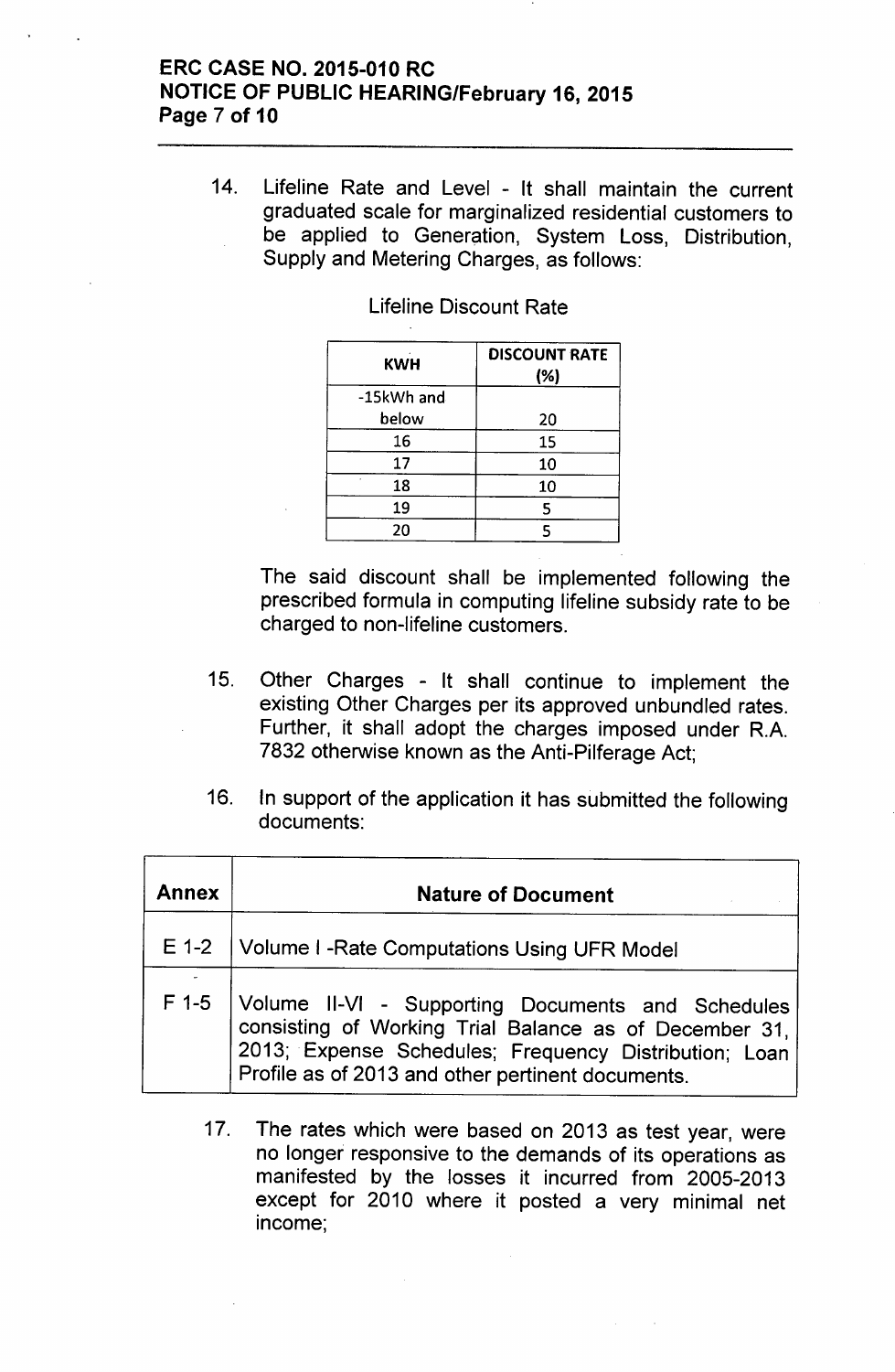14. Lifeline Rate and Level - It shall maintain the current graduated scale for marginalized residential customers to be applied to Generation, System Loss, Distribution, Supply and Metering Charges, as follows:

Lifeline Discount Rate

| KWH | DISCOUNT RATE (%) |
|---|---|
| -15kWh and below | 20 |
| 16 | 15 |
| 17 | 10 |
| 18 | 10 |
| 19 | 5 |
| 20 | 5 |

The said discount shall be implemented following the prescribed formula in computing lifeline subsidy rate to be charged to non-lifeline customers.

15. Other Charges - It shall continue to implement the existing Other Charges per its approved unbundled rates. Further, it shall adopt the charges imposed under R.A. 7832 otherwise known as the Anti-Pilferage Act;

16. In support of the application it has submitted the following documents:

| Annex | Nature of Document |
|---|---|
| E 1-2 | Volume I -Rate Computations Using UFR Model |
| F 1-5 | Volume II-VI - Supporting Documents and Schedules consisting of Working Trial Balance as of December 31, 2013; Expense Schedules; Frequency Distribution; Loan Profile as of 2013 and other pertinent documents. |

17. The rates which were based on 2013 as test year, were no longer responsive to the demands of its operations as manifested by the losses it incurred from 2005-2013 except for 2010 where it posted a very minimal net income;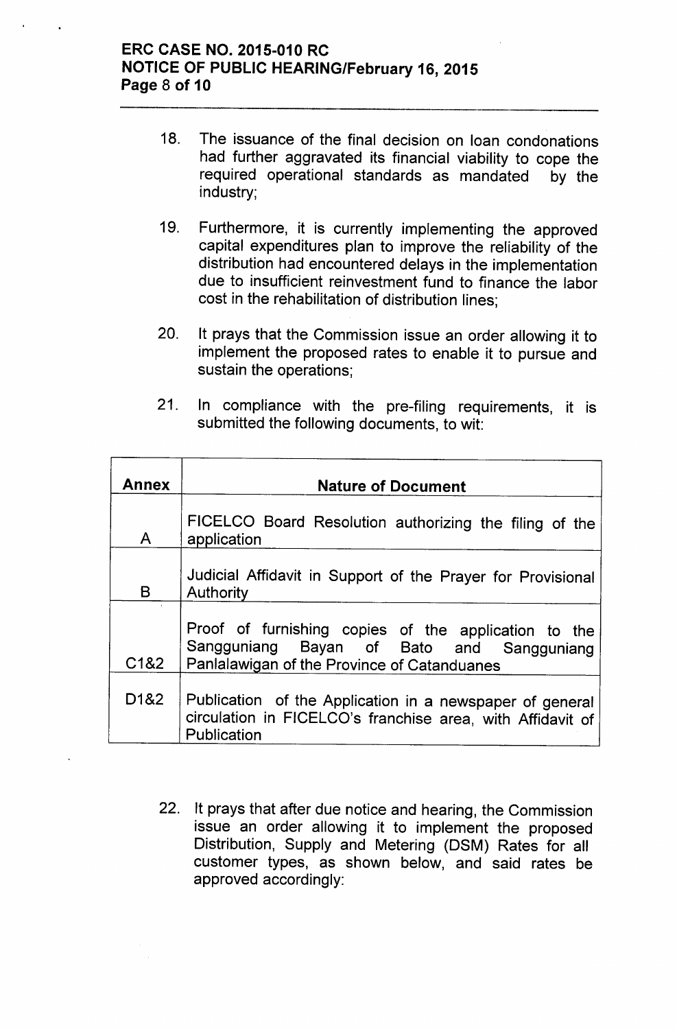18. The issuance of the final decision on loan condonations had further aggravated its financial viability to cope the required operational standards as mandated by the industry;

19. Furthermore, it is currently implementing the approved capital expenditures plan to improve the reliability of the distribution had encountered delays in the implementation due to insufficient reinvestment fund to finance the labor cost in the rehabilitation of distribution lines;

20. It prays that the Commission issue an order allowing it to implement the proposed rates to enable it to pursue and sustain the operations;

21. In compliance with the pre-filing requirements, it is submitted the following documents, to wit:

| Annex | Nature of Document |
|---|---|
| A | FICELCO Board Resolution authorizing the filing of the application |
| B | Judicial Affidavit in Support of the Prayer for Provisional Authority |
| C1&2 | Proof of furnishing copies of the application to the Sangguniang Bayan of Bato and Sangguniang Panlalawigan of the Province of Catanduanes |
| D1&2 | Publication of the Application in a newspaper of general circulation in FICELCO's franchise area, with Affidavit of Publication |

22. It prays that after due notice and hearing, the Commission issue an order allowing it to implement the proposed Distribution, Supply and Metering (DSM) Rates for all customer types, as shown below, and said rates be approved accordingly: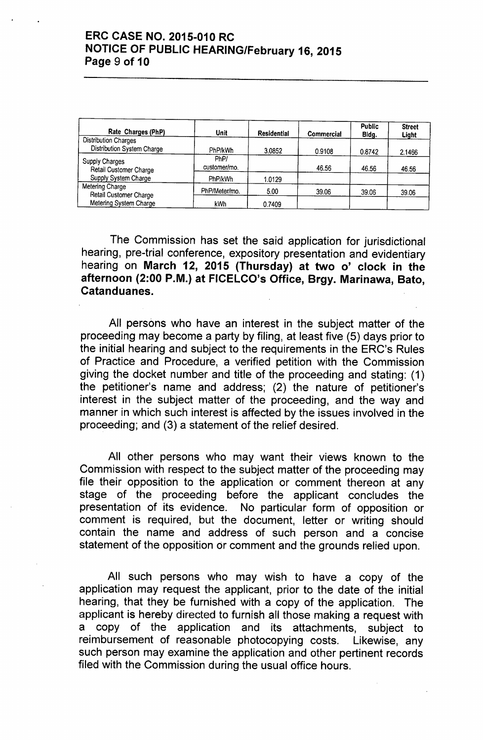| Rate Charges (PhP) | Unit | Residential | Commercial | Public Bldg. | Street Light |
|---|---|---|---|---|---|
| Distribution Charges | | | | | |
| Distribution System Charge | PhP/kWh | 3.0852 | 0.9108 | 0.8742 | 2.1466 |
| Supply Charges | | | | | |
| Retail Customer Charge | PhP/ customer/mo. | | 46.56 | 46.56 | 46.56 |
| Supply System Charge | PhP/kWh | 1.0129 | | | |
| Metering Charge | | | | | |
| Retail Customer Charge | PhP/Meter/mo. | 5.00 | 39.06 | 39.06 | 39.06 |
| Metering System Charge | kWh | 0.7409 | | | |

The Commission has set the said application for jurisdictional hearing, pre-trial conference, expository presentation and evidentiary hearing on **March 12, 2015 (Thursday) at two o' clock in the afternoon (2:00 P.M.) at FICELCO's Office, Brgy. Marinawa, Bato, Catanduanes.**

All persons who have an interest in the subject matter of the proceeding may become a party by filing, at least five (5) days prior to the initial hearing and subject to the requirements in the ERC's Rules of Practice and Procedure, a verified petition with the Commission giving the docket number and title of the proceeding and stating: (1) the petitioner's name and address; (2) the nature of petitioner's interest in the subject matter of the proceeding, and the way and manner in which such interest is affected by the issues involved in the proceeding; and (3) a statement of the relief desired.

All other persons who may want their views known to the Commission with respect to the subject matter of the proceeding may file their opposition to the application or comment thereon at any stage of the proceeding before the applicant concludes the presentation of its evidence. No particular form of opposition or comment is required, but the document, letter or writing should contain the name and address of such person and a concise statement of the opposition or comment and the grounds relied upon.

All such persons who may wish to have a copy of the application may request the applicant, prior to the date of the initial hearing, that they be furnished with a copy of the application. The applicant is hereby directed to furnish all those making a request with a copy of the application and its attachments, subject to reimbursement of reasonable photocopying costs. Likewise, any such person may examine the application and other pertinent records filed with the Commission during the usual office hours.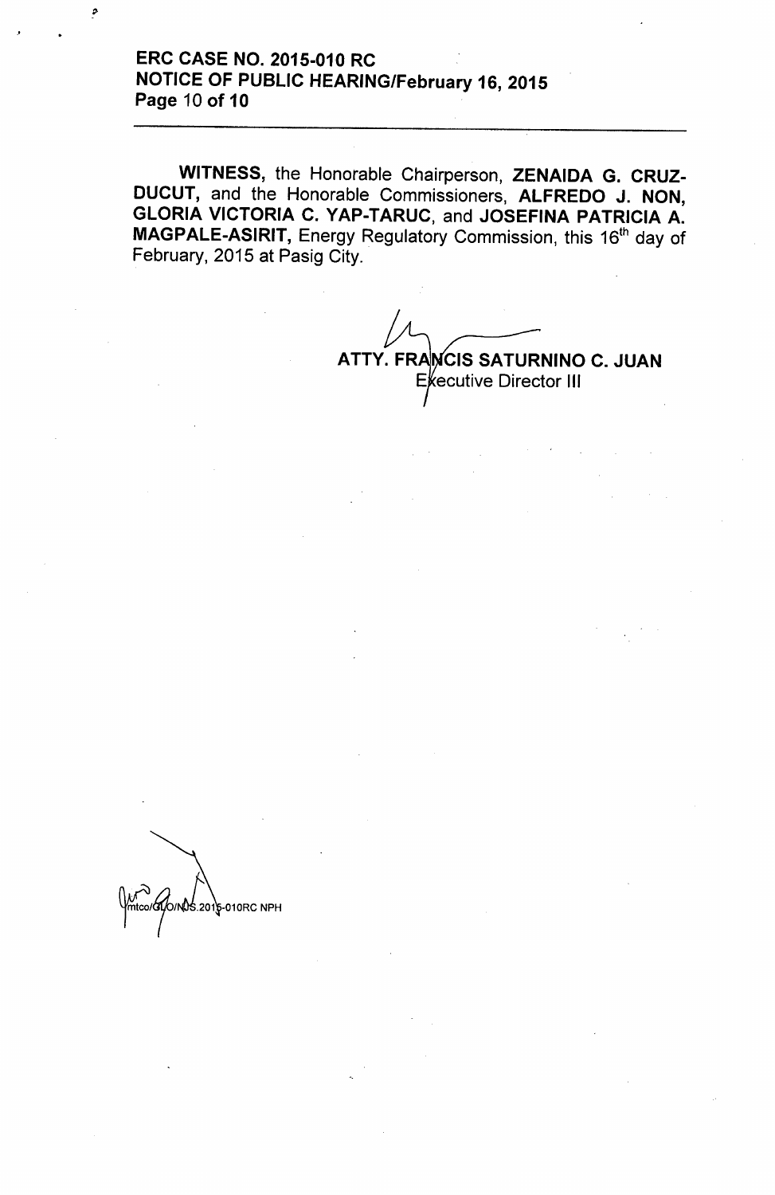**WITNESS**, the Honorable Chairperson, **ZENAIDA G. CRUZ-DUCUT**, and the Honorable Commissioners, **ALFREDO J. NON, GLORIA VICTORIA C. YAP-TARUC**, and **JOSEFINA PATRICIA A. MAGPALE-ASIRIT**, Energy Regulatory Commission, this 16th day of February, 2015 at Pasig City.

**ATTY. FRANCIS SATURNINO C. JUAN**
Executive Director III

mtco/GLO/NJS.2015-010RC NPH